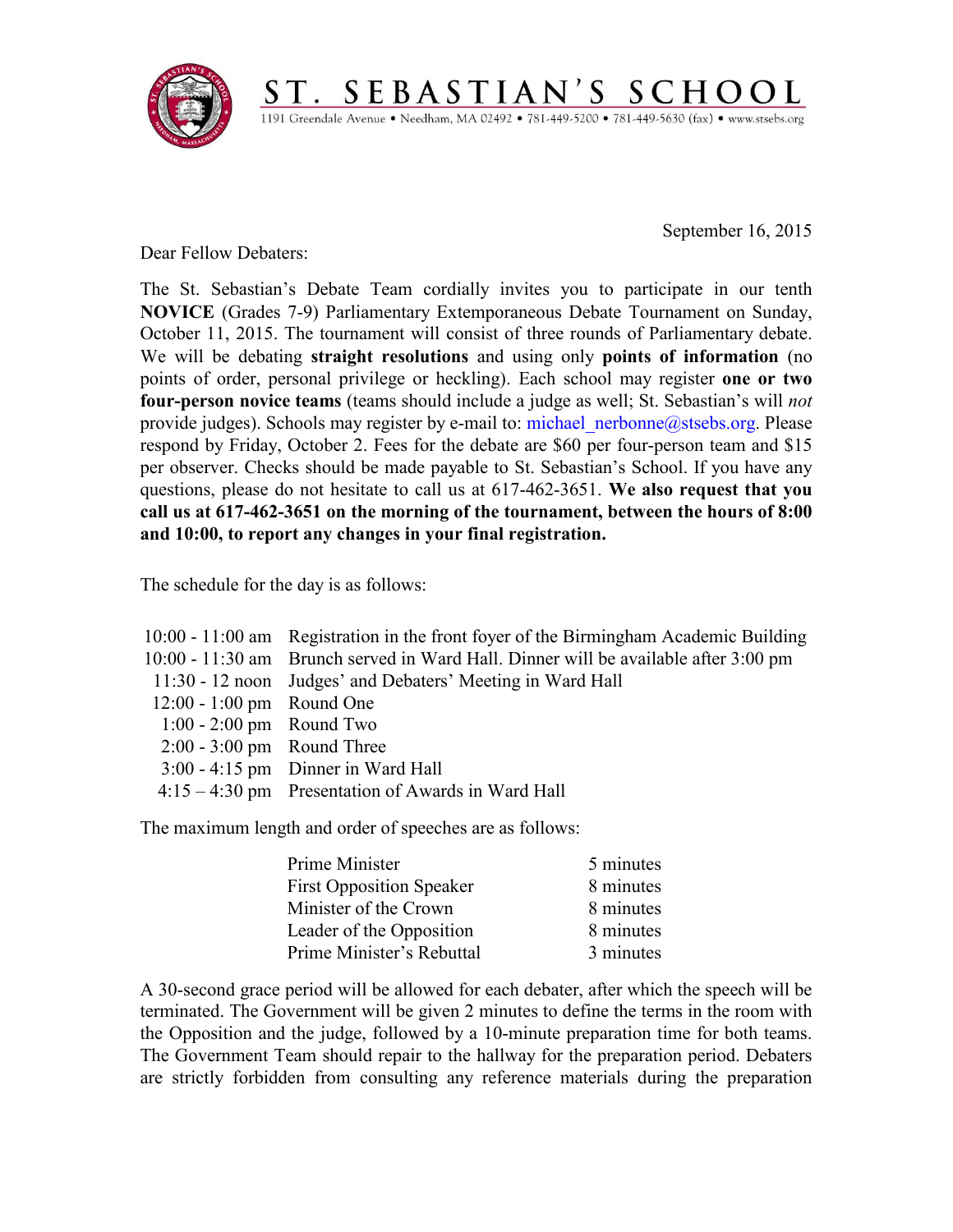# ST. SEBASTIAN'S SCHOOL

1191 Greendale Avenue • Needham, MA 02492 • 781-449-5200 • 781-449-5630 (fax) • www.stsebs.org

September 16, 2015

Dear Fellow Debaters:

The St. Sebastian's Debate Team cordially invites you to participate in our tenth **NOVICE** (Grades 7-9) Parliamentary Extemporaneous Debate Tournament on Sunday, October 11, 2015. The tournament will consist of three rounds of Parliamentary debate. We will be debating **straight resolutions** and using only **points of information** (no points of order, personal privilege or heckling). Each school may register **one or two four-person novice teams** (teams should include a judge as well; St. Sebastian's will *not* provide judges). Schools may register by e-mail to: michael_nerbonne@stsebs.org. Please respond by Friday, October 2. Fees for the debate are $60 per four-person team and $15 per observer. Checks should be made payable to St. Sebastian's School. If you have any questions, please do not hesitate to call us at 617-462-3651. **We also request that you call us at 617-462-3651 on the morning of the tournament, between the hours of 8:00 and 10:00, to report any changes in your final registration.**

The schedule for the day is as follows:

| | |
|---|---|
| 10:00 - 11:00 am | Registration in the front foyer of the Birmingham Academic Building |
| 10:00 - 11:30 am | Brunch served in Ward Hall. Dinner will be available after 3:00 pm |
| 11:30 - 12 noon | Judges' and Debaters' Meeting in Ward Hall |
| 12:00 - 1:00 pm | Round One |
| 1:00 - 2:00 pm | Round Two |
| 2:00 - 3:00 pm | Round Three |
| 3:00 - 4:15 pm | Dinner in Ward Hall |
| 4:15 – 4:30 pm | Presentation of Awards in Ward Hall |

The maximum length and order of speeches are as follows:

| | |
|---|---|
| Prime Minister | 5 minutes |
| First Opposition Speaker | 8 minutes |
| Minister of the Crown | 8 minutes |
| Leader of the Opposition | 8 minutes |
| Prime Minister's Rebuttal | 3 minutes |

A 30-second grace period will be allowed for each debater, after which the speech will be terminated. The Government will be given 2 minutes to define the terms in the room with the Opposition and the judge, followed by a 10-minute preparation time for both teams. The Government Team should repair to the hallway for the preparation period. Debaters are strictly forbidden from consulting any reference materials during the preparation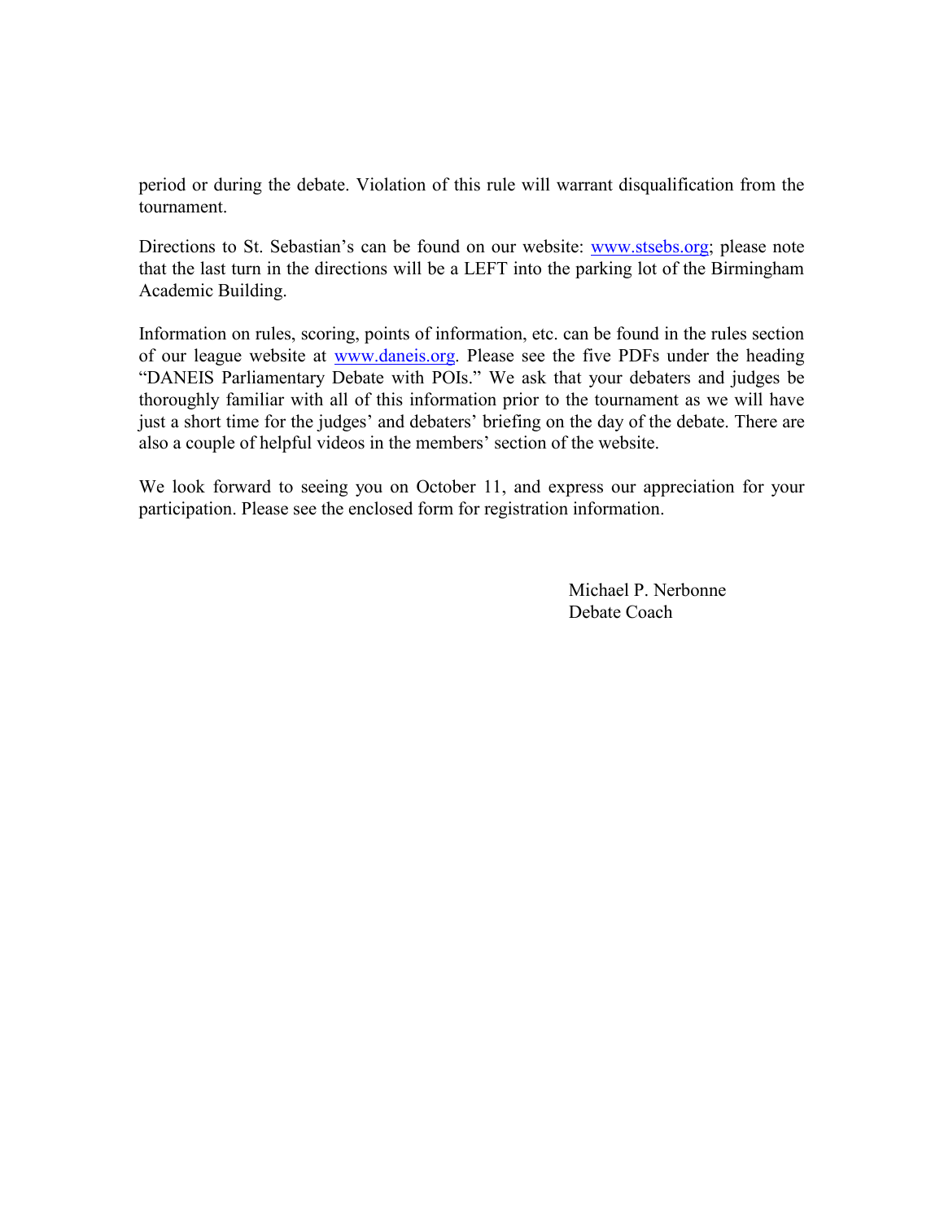period or during the debate. Violation of this rule will warrant disqualification from the tournament.

Directions to St. Sebastian's can be found on our website: [www.stsebs.org](http://www.stsebs.org); please note that the last turn in the directions will be a LEFT into the parking lot of the Birmingham Academic Building.

Information on rules, scoring, points of information, etc. can be found in the rules section of our league website at [www.daneis.org](http://www.daneis.org). Please see the five PDFs under the heading "DANEIS Parliamentary Debate with POIs." We ask that your debaters and judges be thoroughly familiar with all of this information prior to the tournament as we will have just a short time for the judges' and debaters' briefing on the day of the debate. There are also a couple of helpful videos in the members' section of the website.

We look forward to seeing you on October 11, and express our appreciation for your participation. Please see the enclosed form for registration information.

Michael P. Nerbonne
Debate Coach